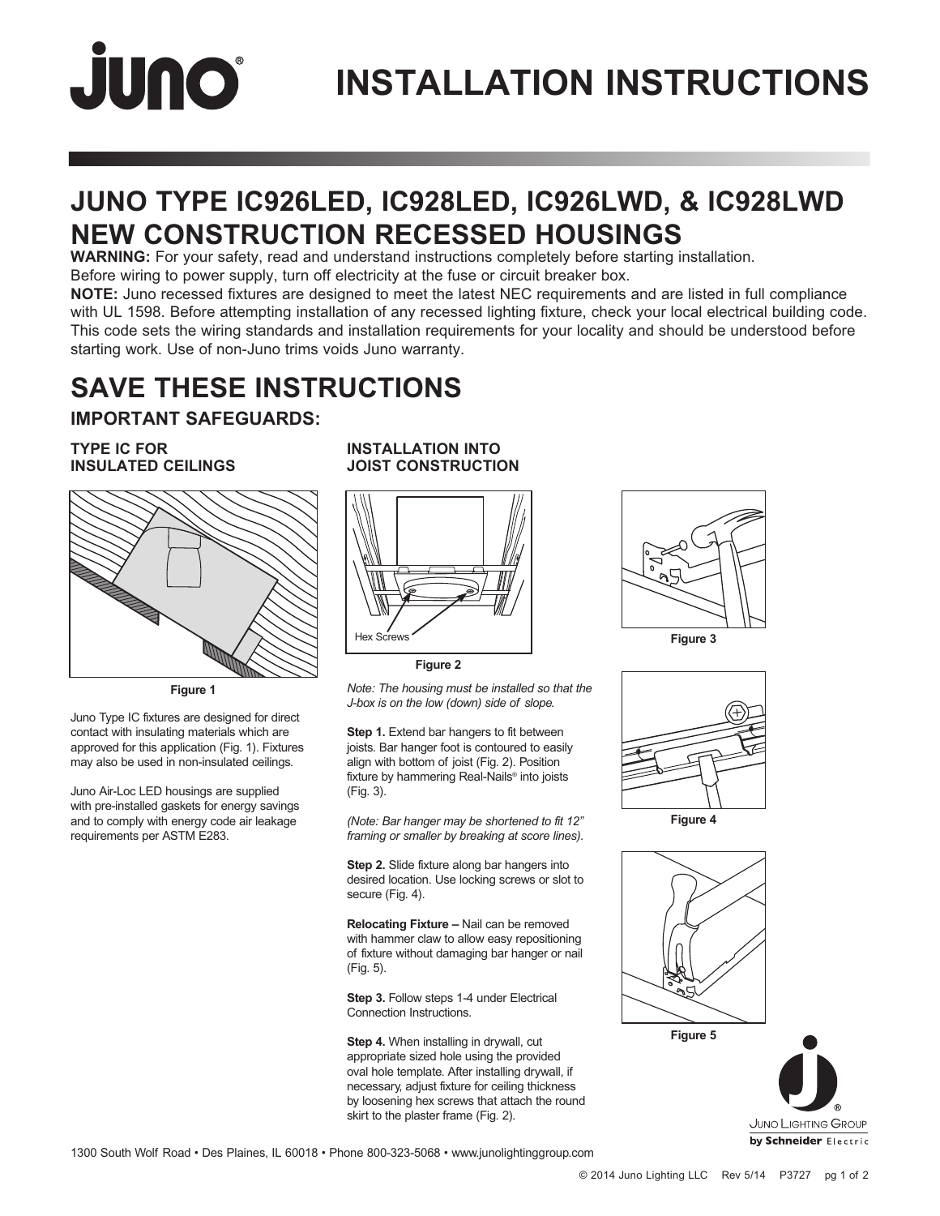# INSTALLATION INSTRUCTIONS

## JUNO TYPE IC926LED, IC928LED, IC926LWD, & IC928LWD NEW CONSTRUCTION RECESSED HOUSINGS

**WARNING:** For your safety, read and understand instructions completely before starting installation. Before wiring to power supply, turn off electricity at the fuse or circuit breaker box.

**NOTE:** Juno recessed fixtures are designed to meet the latest NEC requirements and are listed in full compliance with UL 1598. Before attempting installation of any recessed lighting fixture, check your local electrical building code. This code sets the wiring standards and installation requirements for your locality and should be understood before starting work. Use of non-Juno trims voids Juno warranty.

## SAVE THESE INSTRUCTIONS

### IMPORTANT SAFEGUARDS:

#### TYPE IC FOR INSULATED CEILINGS

Figure 1

Juno Type IC fixtures are designed for direct contact with insulating materials which are approved for this application (Fig. 1). Fixtures may also be used in non-insulated ceilings.

Juno Air-Loc LED housings are supplied with pre-installed gaskets for energy savings and to comply with energy code air leakage requirements per ASTM E283.

#### INSTALLATION INTO JOIST CONSTRUCTION

Hex Screws

Figure 2

*Note: The housing must be installed so that the J-box is on the low (down) side of slope.*

**Step 1.** Extend bar hangers to fit between joists. Bar hanger foot is contoured to easily align with bottom of joist (Fig. 2). Position fixture by hammering Real-Nails® into joists (Fig. 3).

*(Note: Bar hanger may be shortened to fit 12" framing or smaller by breaking at score lines).*

**Step 2.** Slide fixture along bar hangers into desired location. Use locking screws or slot to secure (Fig. 4).

**Relocating Fixture –** Nail can be removed with hammer claw to allow easy repositioning of fixture without damaging bar hanger or nail (Fig. 5).

**Step 3.** Follow steps 1-4 under Electrical Connection Instructions.

**Step 4.** When installing in drywall, cut appropriate sized hole using the provided oval hole template. After installing drywall, if necessary, adjust fixture for ceiling thickness by loosening hex screws that attach the round skirt to the plaster frame (Fig. 2).

Figure 3

Figure 4

Figure 5

JUNO LIGHTING GROUP by Schneider Electric

1300 South Wolf Road • Des Plaines, IL 60018 • Phone 800-323-5068 • www.junolightinggroup.com

© 2014 Juno Lighting LLC Rev 5/14 P3727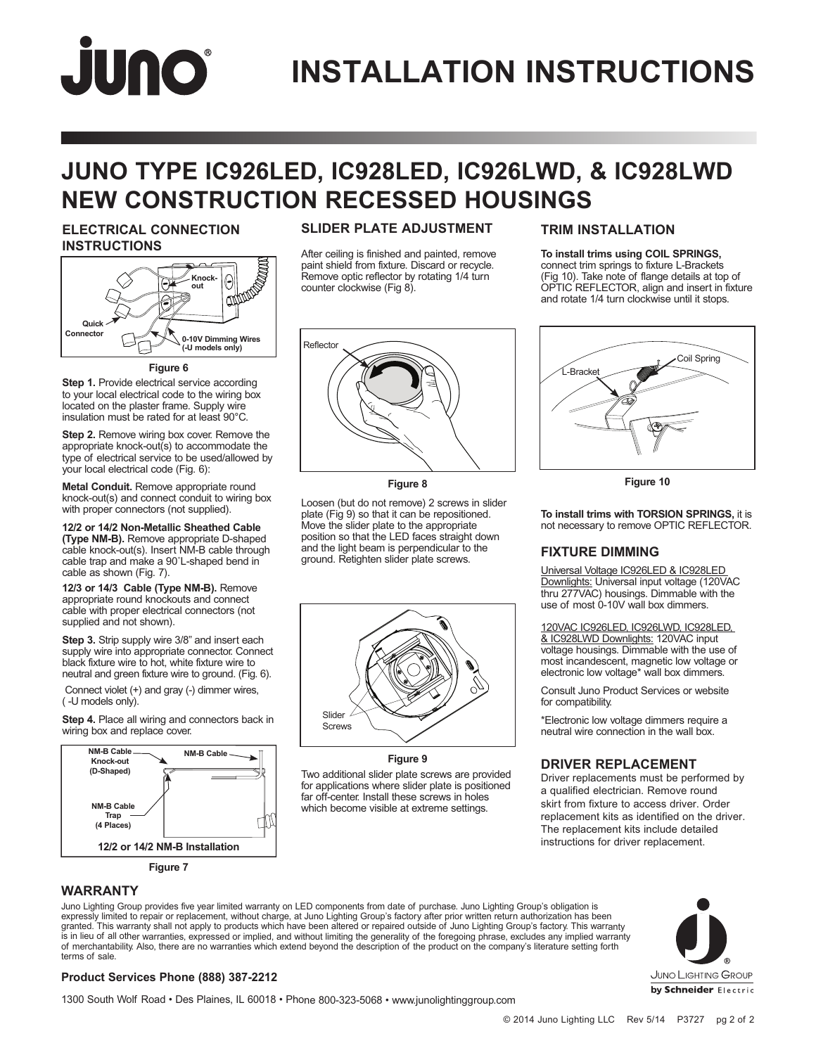# INSTALLATION INSTRUCTIONS

## JUNO TYPE IC926LED, IC928LED, IC926LWD, & IC928LWD NEW CONSTRUCTION RECESSED HOUSINGS

### ELECTRICAL CONNECTION INSTRUCTIONS

Knock-out

Quick Connector

0-10V Dimming Wires (-U models only)

Figure 6

**Step 1.** Provide electrical service according to your local electrical code to the wiring box located on the plaster frame. Supply wire insulation must be rated for at least 90°C.

**Step 2.** Remove wiring box cover. Remove the appropriate knock-out(s) to accommodate the type of electrical service to be used/allowed by your local electrical code (Fig. 6):

**Metal Conduit.** Remove appropriate round knock-out(s) and connect conduit to wiring box with proper connectors (not supplied).

**12/2 or 14/2 Non-Metallic Sheathed Cable (Type NM-B).** Remove appropriate D-shaped cable knock-out(s). Insert NM-B cable through cable trap and make a 90˚L-shaped bend in cable as shown (Fig. 7).

**12/3 or 14/3 Cable (Type NM-B).** Remove appropriate round knockouts and connect cable with proper electrical connectors (not supplied and not shown).

**Step 3.** Strip supply wire 3/8" and insert each supply wire into appropriate connector. Connect black fixture wire to hot, white fixture wire to neutral and green fixture wire to ground. (Fig. 6).

Connect violet (+) and gray (-) dimmer wires, ( -U models only).

**Step 4.** Place all wiring and connectors back in wiring box and replace cover.

NM-B Cable Knock-out (D-Shaped)

NM-B Cable

NM-B Cable Trap (4 Places)

12/2 or 14/2 NM-B Installation

Figure 7

### SLIDER PLATE ADJUSTMENT

After ceiling is finished and painted, remove paint shield from fixture. Discard or recycle. Remove optic reflector by rotating 1/4 turn counter clockwise (Fig 8).

Reflector

Figure 8

Loosen (but do not remove) 2 screws in slider plate (Fig 9) so that it can be repositioned. Move the slider plate to the appropriate position so that the LED faces straight down and the light beam is perpendicular to the ground. Retighten slider plate screws.

Slider Screws

Figure 9

Two additional slider plate screws are provided for applications where slider plate is positioned far off-center. Install these screws in holes which become visible at extreme settings.

### TRIM INSTALLATION

**To install trims using COIL SPRINGS,** connect trim springs to fixture L-Brackets (Fig 10). Take note of flange details at top of OPTIC REFLECTOR, align and insert in fixture and rotate 1/4 turn clockwise until it stops.

L-Bracket

Coil Spring

Figure 10

**To install trims with TORSION SPRINGS,** it is not necessary to remove OPTIC REFLECTOR.

### FIXTURE DIMMING

Universal Voltage IC926LED & IC928LED Downlights: Universal input voltage (120VAC thru 277VAC) housings. Dimmable with the use of most 0-10V wall box dimmers.

120VAC IC926LED, IC926LWD, IC928LED, & IC928LWD Downlights: 120VAC input voltage housings. Dimmable with the use of most incandescent, magnetic low voltage or electronic low voltage* wall box dimmers.

Consult Juno Product Services or website for compatibility.

*Electronic low voltage dimmers require a neutral wire connection in the wall box.

### DRIVER REPLACEMENT

Driver replacements must be performed by a qualified electrician. Remove round skirt from fixture to access driver. Order replacement kits as identified on the driver. The replacement kits include detailed instructions for driver replacement.

### WARRANTY

Juno Lighting Group provides five year limited warranty on LED components from date of purchase. Juno Lighting Group's obligation is expressly limited to repair or replacement, without charge, at Juno Lighting Group's factory after prior written return authorization has been granted. This warranty shall not apply to products which have been altered or repaired outside of Juno Lighting Group's factory. This warranty is in lieu of all other warranties, expressed or implied, and without limiting the generality of the foregoing phrase, excludes any implied warranty of merchantability. Also, there are no warranties which extend beyond the description of the product on the company's literature setting forth terms of sale.

**Product Services Phone (888) 387-2212**

1300 South Wolf Road • Des Plaines, IL 60018 • Phone 800-323-5068 • www.junolightinggroup.com

Juno Lighting Group by Schneider Electric

© 2014 Juno Lighting LLC Rev 5/14 P3727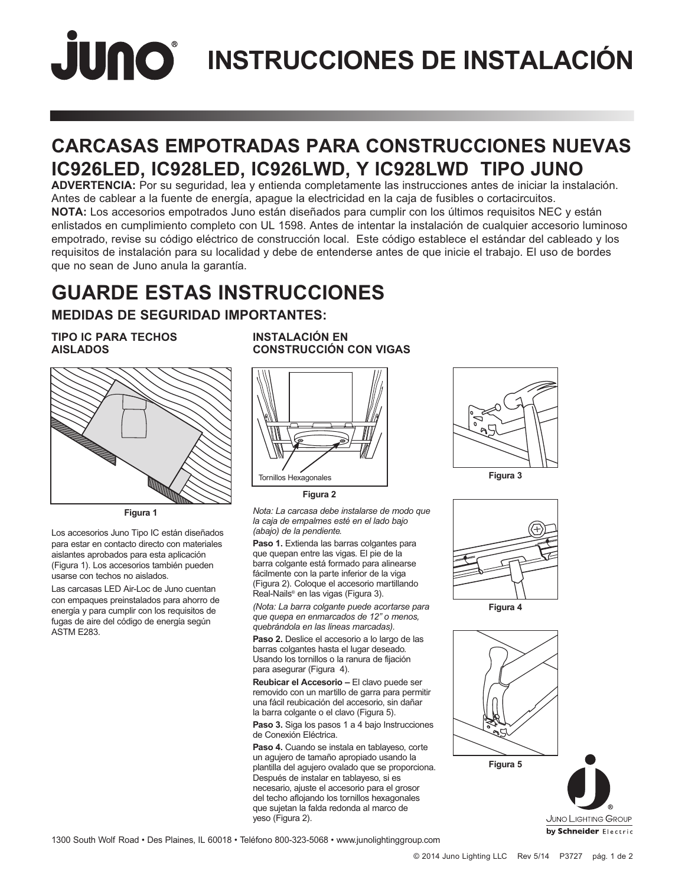# INSTRUCCIONES DE INSTALACIÓN

## CARCASAS EMPOTRADAS PARA CONSTRUCCIONES NUEVAS IC926LED, IC928LED, IC926LWD, Y IC928LWD TIPO JUNO

**ADVERTENCIA:** Por su seguridad, lea y entienda completamente las instrucciones antes de iniciar la instalación. Antes de cablear a la fuente de energía, apague la electricidad en la caja de fusibles o cortacircuitos.

**NOTA:** Los accesorios empotrados Juno están diseñados para cumplir con los últimos requisitos NEC y están enlistados en cumplimiento completo con UL 1598. Antes de intentar la instalación de cualquier accesorio luminoso empotrado, revise su código eléctrico de construcción local. Este código establece el estándar del cableado y los requisitos de instalación para su localidad y debe de entenderse antes de que inicie el trabajo. El uso de bordes que no sean de Juno anula la garantía.

## GUARDE ESTAS INSTRUCCIONES

### MEDIDAS DE SEGURIDAD IMPORTANTES:

#### TIPO IC PARA TECHOS AISLADOS

Figura 1

Los accesorios Juno Tipo IC están diseñados para estar en contacto directo con materiales aislantes aprobados para esta aplicación (Figura 1). Los accesorios también pueden usarse con techos no aislados.

Las carcasas LED Air-Loc de Juno cuentan con empaques preinstalados para ahorro de energía y para cumplir con los requisitos de fugas de aire del código de energía según ASTM E283.

#### INSTALACIÓN EN CONSTRUCCIÓN CON VIGAS

Tornillos Hexagonales

Figura 2

*Nota: La carcasa debe instalarse de modo que la caja de empalmes esté en el lado bajo (abajo) de la pendiente.*

**Paso 1.** Extienda las barras colgantes para que quepan entre las vigas. El pie de la barra colgante está formado para alinearse fácilmente con la parte inferior de la viga (Figura 2). Coloque el accesorio martillando Real-Nails® en las vigas (Figura 3).

*(Nota: La barra colgante puede acortarse para que quepa en enmarcados de 12" o menos, quebrándola en las líneas marcadas).*

**Paso 2.** Deslice el accesorio a lo largo de las barras colgantes hasta el lugar deseado. Usando los tornillos o la ranura de fijación para asegurar (Figura 4).

**Reubicar el Accesorio –** El clavo puede ser removido con un martillo de garra para permitir una fácil reubicación del accesorio, sin dañar la barra colgante o el clavo (Figura 5).

**Paso 3.** Siga los pasos 1 a 4 bajo Instrucciones de Conexión Eléctrica.

**Paso 4.** Cuando se instala en tablayeso, corte un agujero de tamaño apropiado usando la plantilla del agujero ovalado que se proporciona. Después de instalar en tablayeso, si es necesario, ajuste el accesorio para el grosor del techo aflojando los tornillos hexagonales que sujetan la falda redonda al marco de yeso (Figura 2).

Figura 3

Figura 4

Figura 5

1300 South Wolf Road • Des Plaines, IL 60018 • Teléfono 800-323-5068 • www.junolightinggroup.com

© 2014 Juno Lighting LLC Rev 5/14 P3727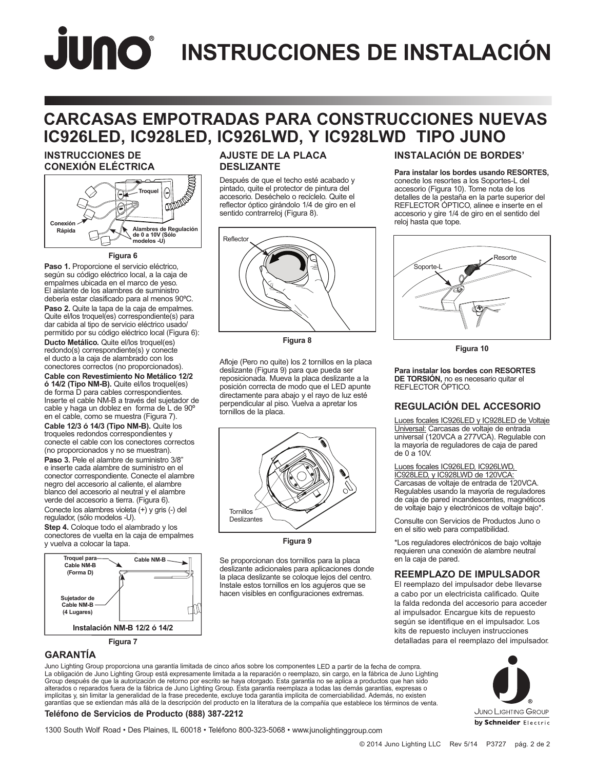# INSTRUCCIONES DE INSTALACIÓN

## CARCASAS EMPOTRADAS PARA CONSTRUCCIONES NUEVAS IC926LED, IC928LED, IC926LWD, Y IC928LWD TIPO JUNO

### INSTRUCCIONES DE CONEXIÓN ELÉCTRICA

Troquel

Conexión Rápida

Alambres de Regulación de 0 a 10V (Sólo modelos -U)

Figura 6

**Paso 1.** Proporcione el servicio eléctrico, según su código eléctrico local, a la caja de empalmes ubicada en el marco de yeso. El aislante de los alambres de suministro debería estar clasificado para al menos 90ºC.

**Paso 2.** Quite la tapa de la caja de empalmes. Quite el/los troquel(es) correspondiente(s) para dar cabida al tipo de servicio eléctrico usado/permitido por su código eléctrico local (Figura 6):

**Ducto Metálico.** Quite el/los troquel(es) redondo(s) correspondiente(s) y conecte el ducto a la caja de alambrado con los conectores correctos (no proporcionados).

**Cable con Revestimiento No Metálico 12/2 ó 14/2 (Tipo NM-B).** Quite el/los troquel(es) de forma D para cables correspondientes. Inserte el cable NM-B a través del sujetador de cable y haga un doblez en forma de L de 90º en el cable, como se muestra (Figura 7).

**Cable 12/3 ó 14/3 (Tipo NM-B).** Quite los troqueles redondos correspondientes y conecte el cable con los conectores correctos (no proporcionados y no se muestran).

**Paso 3.** Pele el alambre de suministro 3/8" e inserte cada alambre de suministro en el conector correspondiente. Conecte el alambre negro del accesorio al caliente, el alambre blanco del accesorio al neutral y el alambre verde del accesorio a tierra. (Figura 6).

Conecte los alambres violeta (+) y gris (-) del regulador, (sólo modelos -U).

**Step 4.** Coloque todo el alambrado y los conectores de vuelta en la caja de empalmes y vuelva a colocar la tapa.

Troquel para Cable NM-B (Forma D)

Cable NM-B

Sujetador de Cable NM-B (4 Lugares)

Instalación NM-B 12/2 ó 14/2

Figura 7

### AJUSTE DE LA PLACA DESLIZANTE

Después de que el techo esté acabado y pintado, quite el protector de pintura del accesorio. Deséchelo o recíclelo. Quite el reflector óptico girándolo 1/4 de giro en el sentido contrarreloj (Figura 8).

Reflector

Figura 8

Afloje (Pero no quite) los 2 tornillos en la placa deslizante (Figura 9) para que pueda ser reposicionada. Mueva la placa deslizante a la posición correcta de modo que el LED apunte directamente para abajo y el rayo de luz esté perpendicular al piso. Vuelva a apretar los tornillos de la placa.

Tornillos Deslizantes

Figura 9

Se proporcionan dos tornillos para la placa deslizante adicionales para aplicaciones donde la placa deslizante se coloque lejos del centro. Instale estos tornillos en los agujeros que se hacen visibles en configuraciones extremas.

### INSTALACIÓN DE BORDES'

**Para instalar los bordes usando RESORTES,** conecte los resortes a los Soportes-L del accesorio (Figura 10). Tome nota de los detalles de la pestaña en la parte superior del REFLECTOR ÓPTICO, alinee e inserte en el accesorio y gire 1/4 de giro en el sentido del reloj hasta que tope.

Resorte

Soporte-L

Figura 10

**Para instalar los bordes con RESORTES DE TORSIÓN,** no es necesario quitar el REFLECTOR ÓPTICO.

### REGULACIÓN DEL ACCESORIO

<u>Luces focales IC926LED y IC928LED de Voltaje Universal:</u> Carcasas de voltaje de entrada universal (120VCA a 277VCA). Regulable con la mayoría de reguladores de caja de pared de 0 a 10V.

<u>Luces focales IC926LED, IC926LWD, IC928LED, y IC928LWD de 120VCA:</u> Carcasas de voltaje de entrada de 120VCA. Regulables usando la mayoría de reguladores de caja de pared incandescentes, magnéticos de voltaje bajo y electrónicos de voltaje bajo*.

Consulte con Servicios de Productos Juno o en el sitio web para compatibilidad.

*Los reguladores electrónicos de bajo voltaje requieren una conexión de alambre neutral en la caja de pared.

### REEMPLAZO DE IMPULSADOR

El reemplazo del impulsador debe llevarse a cabo por un electricista calificado. Quite la falda redonda del accesorio para acceder al impulsador. Encargue kits de repuesto según se identifique en el impulsador. Los kits de repuesto incluyen instrucciones detalladas para el reemplazo del impulsador.

### GARANTÍA

Juno Lighting Group proporciona una garantía limitada de cinco años sobre los componentes LED a partir de la fecha de compra. La obligación de Juno Lighting Group está expresamente limitada a la reparación o reemplazo, sin cargo, en la fábrica de Juno Lighting Group después de que la autorización de retorno por escrito se haya otorgado. Esta garantía no se aplica a productos que han sido alterados o reparados fuera de la fábrica de Juno Lighting Group. Esta garantía reemplaza a todas las demás garantías, expresas o implícitas y, sin limitar la generalidad de la frase precedente, excluye toda garantía implícita de comerciabilidad. Además, no existen garantías que se extiendan más allá de la descripción del producto en la literatura de la compañía que establece los términos de venta.

**Teléfono de Servicios de Producto (888) 387-2212**

1300 South Wolf Road • Des Plaines, IL 60018 • Teléfono 800-323-5068 • www.junolightinggroup.com

Juno Lighting Group by Schneider Electric

© 2014 Juno Lighting LLC Rev 5/14 P3727